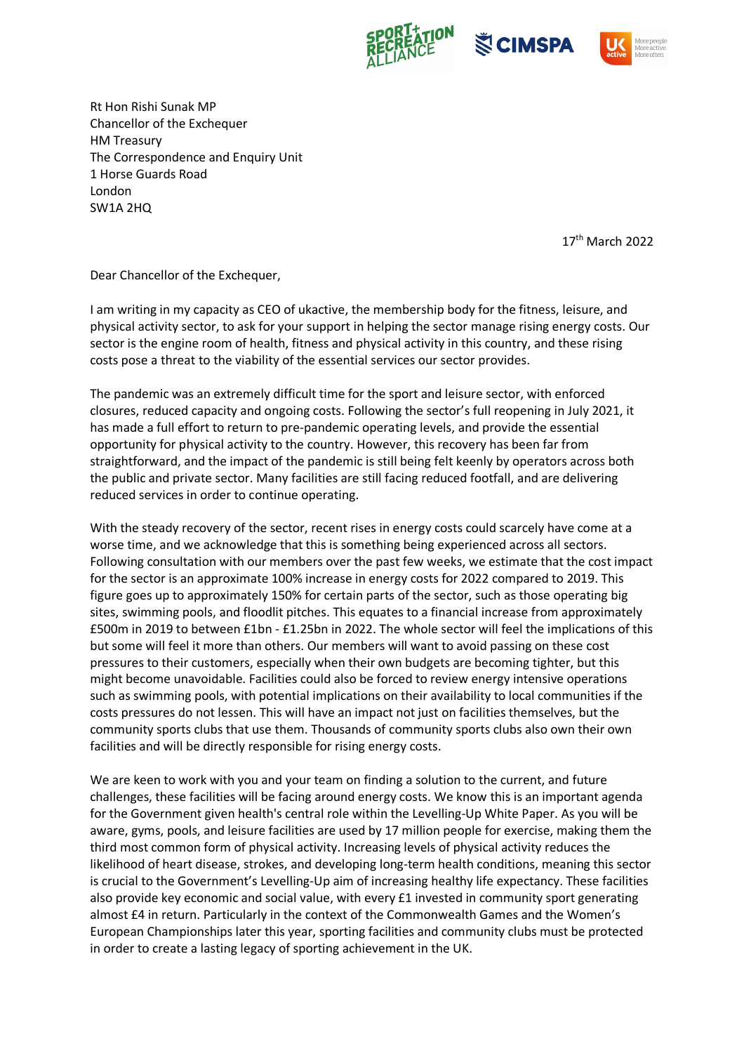Rt Hon Rishi Sunak MP
Chancellor of the Exchequer
HM Treasury
The Correspondence and Enquiry Unit
1 Horse Guards Road
London
SW1A 2HQ

17th March 2022

Dear Chancellor of the Exchequer,

I am writing in my capacity as CEO of ukactive, the membership body for the fitness, leisure, and physical activity sector, to ask for your support in helping the sector manage rising energy costs. Our sector is the engine room of health, fitness and physical activity in this country, and these rising costs pose a threat to the viability of the essential services our sector provides.

The pandemic was an extremely difficult time for the sport and leisure sector, with enforced closures, reduced capacity and ongoing costs. Following the sector's full reopening in July 2021, it has made a full effort to return to pre-pandemic operating levels, and provide the essential opportunity for physical activity to the country. However, this recovery has been far from straightforward, and the impact of the pandemic is still being felt keenly by operators across both the public and private sector. Many facilities are still facing reduced footfall, and are delivering reduced services in order to continue operating.

With the steady recovery of the sector, recent rises in energy costs could scarcely have come at a worse time, and we acknowledge that this is something being experienced across all sectors. Following consultation with our members over the past few weeks, we estimate that the cost impact for the sector is an approximate 100% increase in energy costs for 2022 compared to 2019. This figure goes up to approximately 150% for certain parts of the sector, such as those operating big sites, swimming pools, and floodlit pitches. This equates to a financial increase from approximately £500m in 2019 to between £1bn - £1.25bn in 2022. The whole sector will feel the implications of this but some will feel it more than others. Our members will want to avoid passing on these cost pressures to their customers, especially when their own budgets are becoming tighter, but this might become unavoidable. Facilities could also be forced to review energy intensive operations such as swimming pools, with potential implications on their availability to local communities if the costs pressures do not lessen. This will have an impact not just on facilities themselves, but the community sports clubs that use them. Thousands of community sports clubs also own their own facilities and will be directly responsible for rising energy costs.

We are keen to work with you and your team on finding a solution to the current, and future challenges, these facilities will be facing around energy costs. We know this is an important agenda for the Government given health's central role within the Levelling-Up White Paper. As you will be aware, gyms, pools, and leisure facilities are used by 17 million people for exercise, making them the third most common form of physical activity. Increasing levels of physical activity reduces the likelihood of heart disease, strokes, and developing long-term health conditions, meaning this sector is crucial to the Government's Levelling-Up aim of increasing healthy life expectancy. These facilities also provide key economic and social value, with every £1 invested in community sport generating almost £4 in return. Particularly in the context of the Commonwealth Games and the Women's European Championships later this year, sporting facilities and community clubs must be protected in order to create a lasting legacy of sporting achievement in the UK.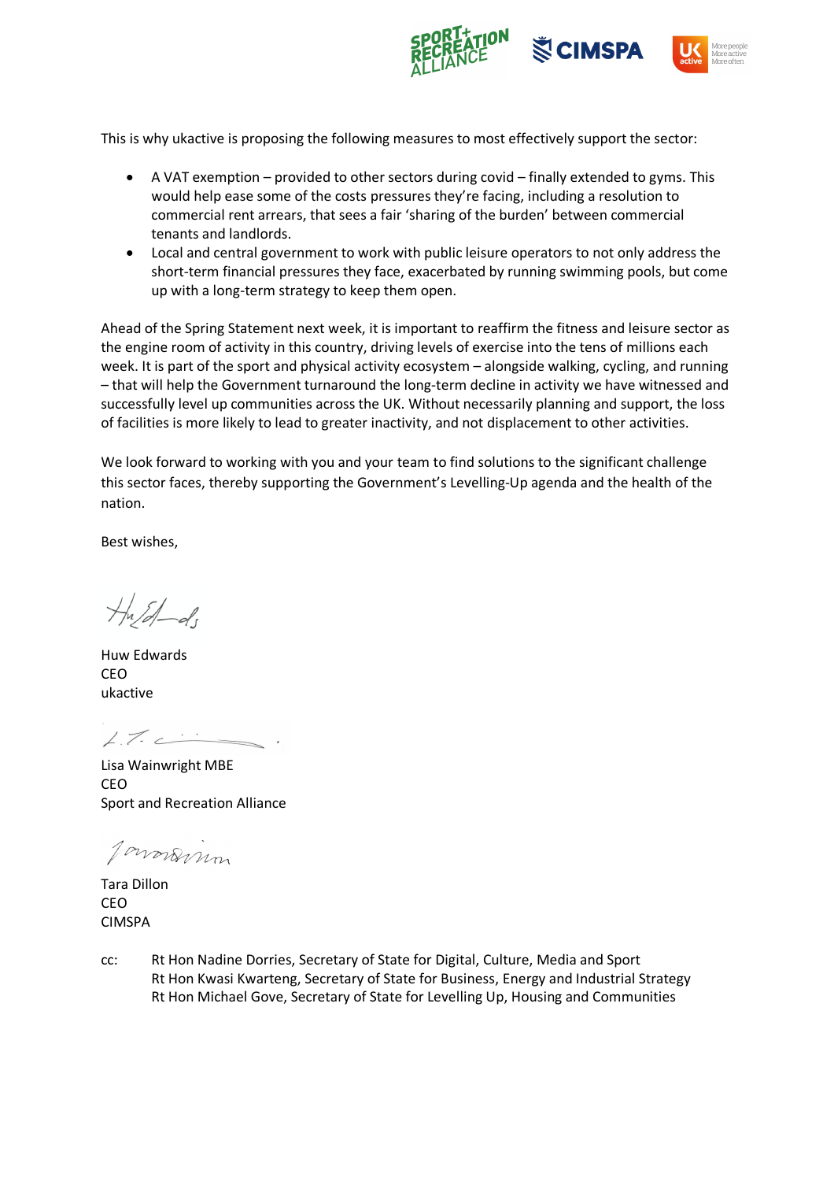This is why ukactive is proposing the following measures to most effectively support the sector:

- A VAT exemption – provided to other sectors during covid – finally extended to gyms. This would help ease some of the costs pressures they're facing, including a resolution to commercial rent arrears, that sees a fair 'sharing of the burden' between commercial tenants and landlords.
- Local and central government to work with public leisure operators to not only address the short-term financial pressures they face, exacerbated by running swimming pools, but come up with a long-term strategy to keep them open.

Ahead of the Spring Statement next week, it is important to reaffirm the fitness and leisure sector as the engine room of activity in this country, driving levels of exercise into the tens of millions each week. It is part of the sport and physical activity ecosystem – alongside walking, cycling, and running – that will help the Government turnaround the long-term decline in activity we have witnessed and successfully level up communities across the UK. Without necessarily planning and support, the loss of facilities is more likely to lead to greater inactivity, and not displacement to other activities.

We look forward to working with you and your team to find solutions to the significant challenge this sector faces, thereby supporting the Government's Levelling-Up agenda and the health of the nation.

Best wishes,

Huw Edwards
CEO
ukactive

Lisa Wainwright MBE
CEO
Sport and Recreation Alliance

Tara Dillon
CEO
CIMSPA

cc: Rt Hon Nadine Dorries, Secretary of State for Digital, Culture, Media and Sport
Rt Hon Kwasi Kwarteng, Secretary of State for Business, Energy and Industrial Strategy
Rt Hon Michael Gove, Secretary of State for Levelling Up, Housing and Communities